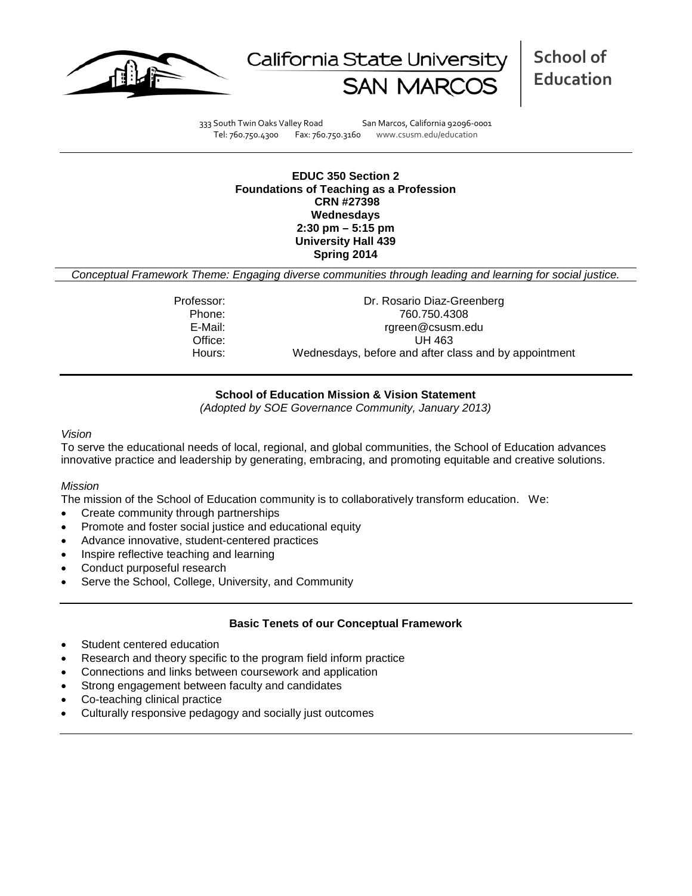California State University SAN MARCOS

**School of Education**

333 South Twin Oaks Valley Road San Marcos, California 92096-0001
Tel: 760.750.4300 Fax: 760.750.3160 www.csusm.edu/education

**EDUC 350 Section 2**
**Foundations of Teaching as a Profession**
**CRN #27398**
**Wednesdays**
**2:30 pm – 5:15 pm**
**University Hall 439**
**Spring 2014**

*Conceptual Framework Theme: Engaging diverse communities through leading and learning for social justice.*

Professor: Dr. Rosario Diaz-Greenberg
Phone: 760.750.4308
E-Mail: rgreen@csusm.edu
Office: UH 463
Hours: Wednesdays, before and after class and by appointment

## School of Education Mission & Vision Statement

*(Adopted by SOE Governance Community, January 2013)*

*Vision*

To serve the educational needs of local, regional, and global communities, the School of Education advances innovative practice and leadership by generating, embracing, and promoting equitable and creative solutions.

*Mission*

The mission of the School of Education community is to collaboratively transform education. We:

- Create community through partnerships
- Promote and foster social justice and educational equity
- Advance innovative, student-centered practices
- Inspire reflective teaching and learning
- Conduct purposeful research
- Serve the School, College, University, and Community

## Basic Tenets of our Conceptual Framework

- Student centered education
- Research and theory specific to the program field inform practice
- Connections and links between coursework and application
- Strong engagement between faculty and candidates
- Co-teaching clinical practice
- Culturally responsive pedagogy and socially just outcomes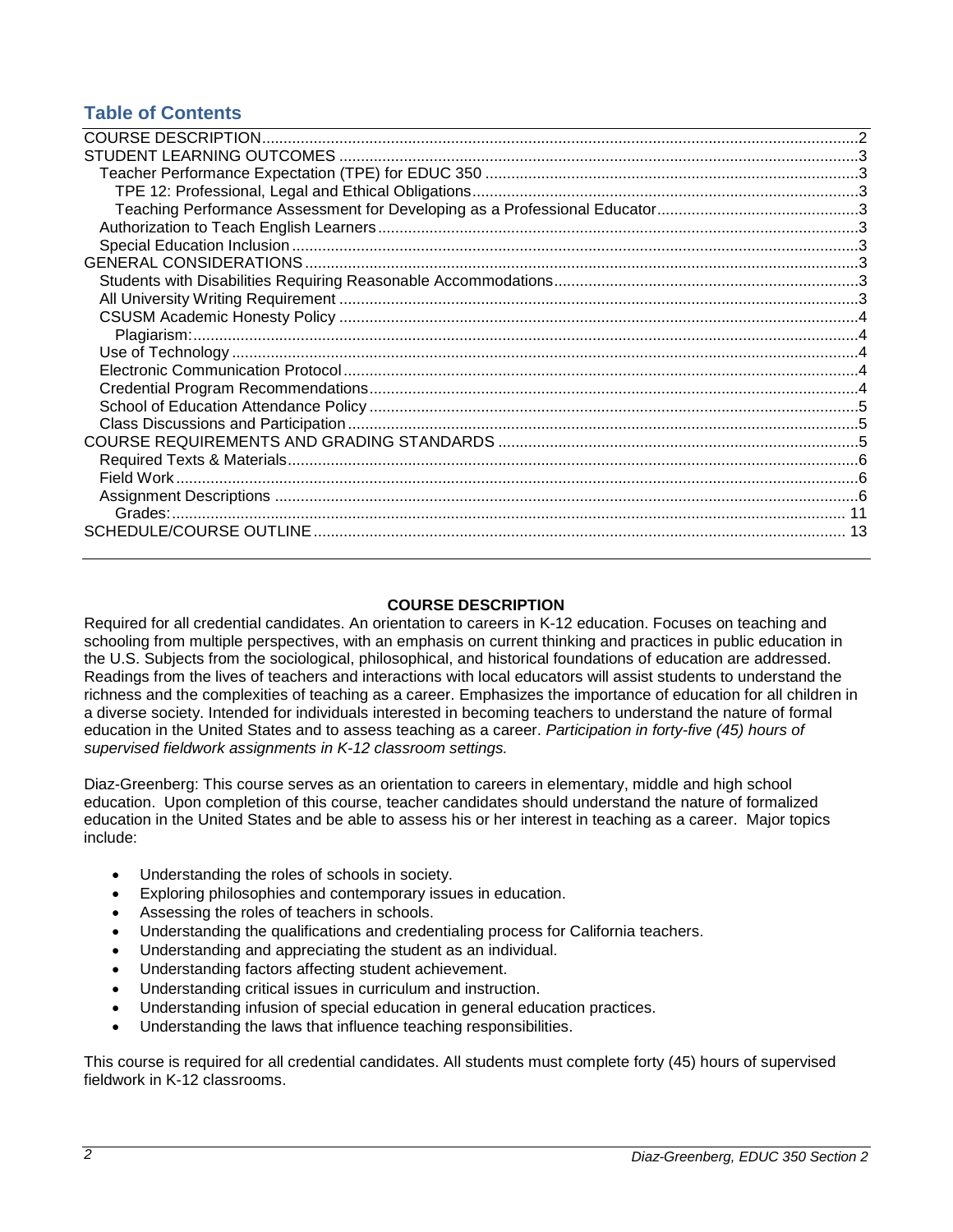## Table of Contents

COURSE DESCRIPTION ... 2
STUDENT LEARNING OUTCOMES ... 3
- Teacher Performance Expectation (TPE) for EDUC 350 ... 3
  - TPE 12: Professional, Legal and Ethical Obligations ... 3
  - Teaching Performance Assessment for Developing as a Professional Educator ... 3
- Authorization to Teach English Learners ... 3
- Special Education Inclusion ... 3

GENERAL CONSIDERATIONS ... 3
- Students with Disabilities Requiring Reasonable Accommodations ... 3
- All University Writing Requirement ... 3
- CSUSM Academic Honesty Policy ... 4
  - Plagiarism: ... 4
- Use of Technology ... 4
- Electronic Communication Protocol ... 4
- Credential Program Recommendations ... 4
- School of Education Attendance Policy ... 5
- Class Discussions and Participation ... 5

COURSE REQUIREMENTS AND GRADING STANDARDS ... 5
- Required Texts & Materials ... 6
- Field Work ... 6
- Assignment Descriptions ... 6
  - Grades: ... 11

SCHEDULE/COURSE OUTLINE ... 13

## COURSE DESCRIPTION

Required for all credential candidates. An orientation to careers in K-12 education. Focuses on teaching and schooling from multiple perspectives, with an emphasis on current thinking and practices in public education in the U.S. Subjects from the sociological, philosophical, and historical foundations of education are addressed. Readings from the lives of teachers and interactions with local educators will assist students to understand the richness and the complexities of teaching as a career. Emphasizes the importance of education for all children in a diverse society. Intended for individuals interested in becoming teachers to understand the nature of formal education in the United States and to assess teaching as a career. *Participation in forty-five (45) hours of supervised fieldwork assignments in K-12 classroom settings.*

Diaz-Greenberg: This course serves as an orientation to careers in elementary, middle and high school education. Upon completion of this course, teacher candidates should understand the nature of formalized education in the United States and be able to assess his or her interest in teaching as a career. Major topics include:

- Understanding the roles of schools in society.
- Exploring philosophies and contemporary issues in education.
- Assessing the roles of teachers in schools.
- Understanding the qualifications and credentialing process for California teachers.
- Understanding and appreciating the student as an individual.
- Understanding factors affecting student achievement.
- Understanding critical issues in curriculum and instruction.
- Understanding infusion of special education in general education practices.
- Understanding the laws that influence teaching responsibilities.

This course is required for all credential candidates. All students must complete forty (45) hours of supervised fieldwork in K-12 classrooms.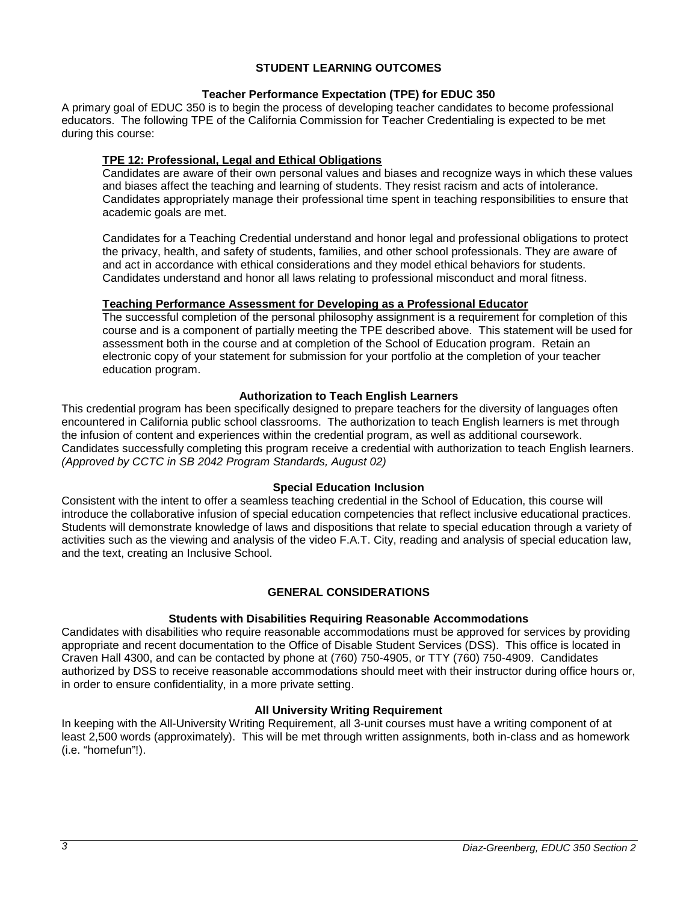## STUDENT LEARNING OUTCOMES

### Teacher Performance Expectation (TPE) for EDUC 350

A primary goal of EDUC 350 is to begin the process of developing teacher candidates to become professional educators. The following TPE of the California Commission for Teacher Credentialing is expected to be met during this course:

**TPE 12: Professional, Legal and Ethical Obligations**

Candidates are aware of their own personal values and biases and recognize ways in which these values and biases affect the teaching and learning of students. They resist racism and acts of intolerance. Candidates appropriately manage their professional time spent in teaching responsibilities to ensure that academic goals are met.

Candidates for a Teaching Credential understand and honor legal and professional obligations to protect the privacy, health, and safety of students, families, and other school professionals. They are aware of and act in accordance with ethical considerations and they model ethical behaviors for students. Candidates understand and honor all laws relating to professional misconduct and moral fitness.

**Teaching Performance Assessment for Developing as a Professional Educator**

The successful completion of the personal philosophy assignment is a requirement for completion of this course and is a component of partially meeting the TPE described above. This statement will be used for assessment both in the course and at completion of the School of Education program. Retain an electronic copy of your statement for submission for your portfolio at the completion of your teacher education program.

### Authorization to Teach English Learners

This credential program has been specifically designed to prepare teachers for the diversity of languages often encountered in California public school classrooms. The authorization to teach English learners is met through the infusion of content and experiences within the credential program, as well as additional coursework. Candidates successfully completing this program receive a credential with authorization to teach English learners. *(Approved by CCTC in SB 2042 Program Standards, August 02)*

### Special Education Inclusion

Consistent with the intent to offer a seamless teaching credential in the School of Education, this course will introduce the collaborative infusion of special education competencies that reflect inclusive educational practices. Students will demonstrate knowledge of laws and dispositions that relate to special education through a variety of activities such as the viewing and analysis of the video F.A.T. City, reading and analysis of special education law, and the text, creating an Inclusive School.

## GENERAL CONSIDERATIONS

### Students with Disabilities Requiring Reasonable Accommodations

Candidates with disabilities who require reasonable accommodations must be approved for services by providing appropriate and recent documentation to the Office of Disable Student Services (DSS). This office is located in Craven Hall 4300, and can be contacted by phone at (760) 750-4905, or TTY (760) 750-4909. Candidates authorized by DSS to receive reasonable accommodations should meet with their instructor during office hours or, in order to ensure confidentiality, in a more private setting.

### All University Writing Requirement

In keeping with the All-University Writing Requirement, all 3-unit courses must have a writing component of at least 2,500 words (approximately). This will be met through written assignments, both in-class and as homework (i.e. "homefun"!).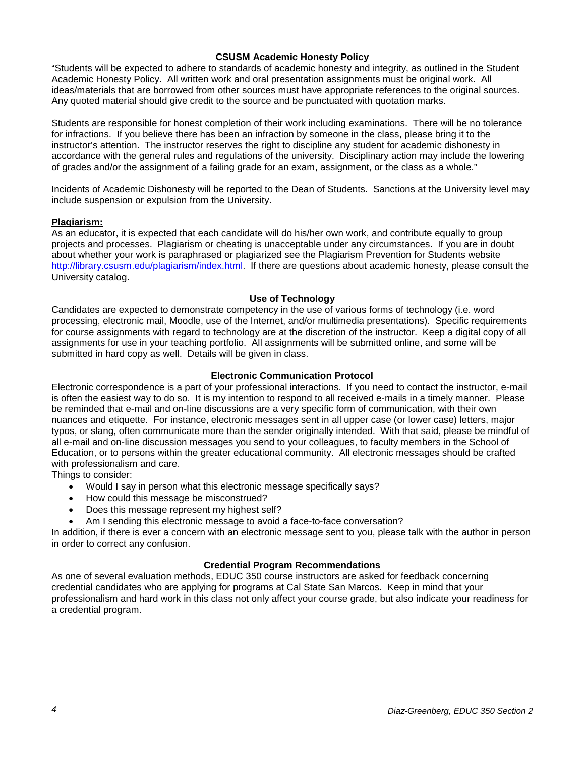## CSUSM Academic Honesty Policy

"Students will be expected to adhere to standards of academic honesty and integrity, as outlined in the Student Academic Honesty Policy. All written work and oral presentation assignments must be original work. All ideas/materials that are borrowed from other sources must have appropriate references to the original sources. Any quoted material should give credit to the source and be punctuated with quotation marks.

Students are responsible for honest completion of their work including examinations. There will be no tolerance for infractions. If you believe there has been an infraction by someone in the class, please bring it to the instructor's attention. The instructor reserves the right to discipline any student for academic dishonesty in accordance with the general rules and regulations of the university. Disciplinary action may include the lowering of grades and/or the assignment of a failing grade for an exam, assignment, or the class as a whole."

Incidents of Academic Dishonesty will be reported to the Dean of Students. Sanctions at the University level may include suspension or expulsion from the University.

**Plagiarism:**

As an educator, it is expected that each candidate will do his/her own work, and contribute equally to group projects and processes. Plagiarism or cheating is unacceptable under any circumstances. If you are in doubt about whether your work is paraphrased or plagiarized see the Plagiarism Prevention for Students website http://library.csusm.edu/plagiarism/index.html. If there are questions about academic honesty, please consult the University catalog.

## Use of Technology

Candidates are expected to demonstrate competency in the use of various forms of technology (i.e. word processing, electronic mail, Moodle, use of the Internet, and/or multimedia presentations). Specific requirements for course assignments with regard to technology are at the discretion of the instructor. Keep a digital copy of all assignments for use in your teaching portfolio. All assignments will be submitted online, and some will be submitted in hard copy as well. Details will be given in class.

## Electronic Communication Protocol

Electronic correspondence is a part of your professional interactions. If you need to contact the instructor, e-mail is often the easiest way to do so. It is my intention to respond to all received e-mails in a timely manner. Please be reminded that e-mail and on-line discussions are a very specific form of communication, with their own nuances and etiquette. For instance, electronic messages sent in all upper case (or lower case) letters, major typos, or slang, often communicate more than the sender originally intended. With that said, please be mindful of all e-mail and on-line discussion messages you send to your colleagues, to faculty members in the School of Education, or to persons within the greater educational community. All electronic messages should be crafted with professionalism and care.

Things to consider:

- Would I say in person what this electronic message specifically says?
- How could this message be misconstrued?
- Does this message represent my highest self?
- Am I sending this electronic message to avoid a face-to-face conversation?

In addition, if there is ever a concern with an electronic message sent to you, please talk with the author in person in order to correct any confusion.

## Credential Program Recommendations

As one of several evaluation methods, EDUC 350 course instructors are asked for feedback concerning credential candidates who are applying for programs at Cal State San Marcos. Keep in mind that your professionalism and hard work in this class not only affect your course grade, but also indicate your readiness for a credential program.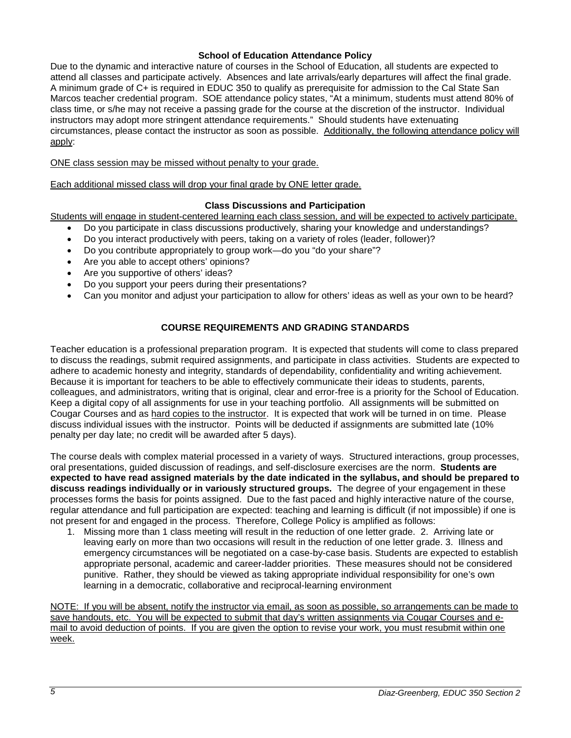### School of Education Attendance Policy

Due to the dynamic and interactive nature of courses in the School of Education, all students are expected to attend all classes and participate actively. Absences and late arrivals/early departures will affect the final grade. A minimum grade of C+ is required in EDUC 350 to qualify as prerequisite for admission to the Cal State San Marcos teacher credential program. SOE attendance policy states, "At a minimum, students must attend 80% of class time, or s/he may not receive a passing grade for the course at the discretion of the instructor. Individual instructors may adopt more stringent attendance requirements." Should students have extenuating circumstances, please contact the instructor as soon as possible. Additionally, the following attendance policy will apply:

ONE class session may be missed without penalty to your grade.

Each additional missed class will drop your final grade by ONE letter grade.

### Class Discussions and Participation

Students will engage in student-centered learning each class session, and will be expected to actively participate.

- Do you participate in class discussions productively, sharing your knowledge and understandings?
- Do you interact productively with peers, taking on a variety of roles (leader, follower)?
- Do you contribute appropriately to group work—do you "do your share"?
- Are you able to accept others' opinions?
- Are you supportive of others' ideas?
- Do you support your peers during their presentations?
- Can you monitor and adjust your participation to allow for others' ideas as well as your own to be heard?

## COURSE REQUIREMENTS AND GRADING STANDARDS

Teacher education is a professional preparation program. It is expected that students will come to class prepared to discuss the readings, submit required assignments, and participate in class activities. Students are expected to adhere to academic honesty and integrity, standards of dependability, confidentiality and writing achievement. Because it is important for teachers to be able to effectively communicate their ideas to students, parents, colleagues, and administrators, writing that is original, clear and error-free is a priority for the School of Education. Keep a digital copy of all assignments for use in your teaching portfolio. All assignments will be submitted on Cougar Courses and as hard copies to the instructor. It is expected that work will be turned in on time. Please discuss individual issues with the instructor. Points will be deducted if assignments are submitted late (10% penalty per day late; no credit will be awarded after 5 days).

The course deals with complex material processed in a variety of ways. Structured interactions, group processes, oral presentations, guided discussion of readings, and self-disclosure exercises are the norm. **Students are expected to have read assigned materials by the date indicated in the syllabus, and should be prepared to discuss readings individually or in variously structured groups.** The degree of your engagement in these processes forms the basis for points assigned. Due to the fast paced and highly interactive nature of the course, regular attendance and full participation are expected: teaching and learning is difficult (if not impossible) if one is not present for and engaged in the process. Therefore, College Policy is amplified as follows:

1. Missing more than 1 class meeting will result in the reduction of one letter grade. 2. Arriving late or leaving early on more than two occasions will result in the reduction of one letter grade. 3. Illness and emergency circumstances will be negotiated on a case-by-case basis. Students are expected to establish appropriate personal, academic and career-ladder priorities. These measures should not be considered punitive. Rather, they should be viewed as taking appropriate individual responsibility for one's own learning in a democratic, collaborative and reciprocal-learning environment

NOTE: If you will be absent, notify the instructor via email, as soon as possible, so arrangements can be made to save handouts, etc. You will be expected to submit that day's written assignments via Cougar Courses and e-mail to avoid deduction of points. If you are given the option to revise your work, you must resubmit within one week.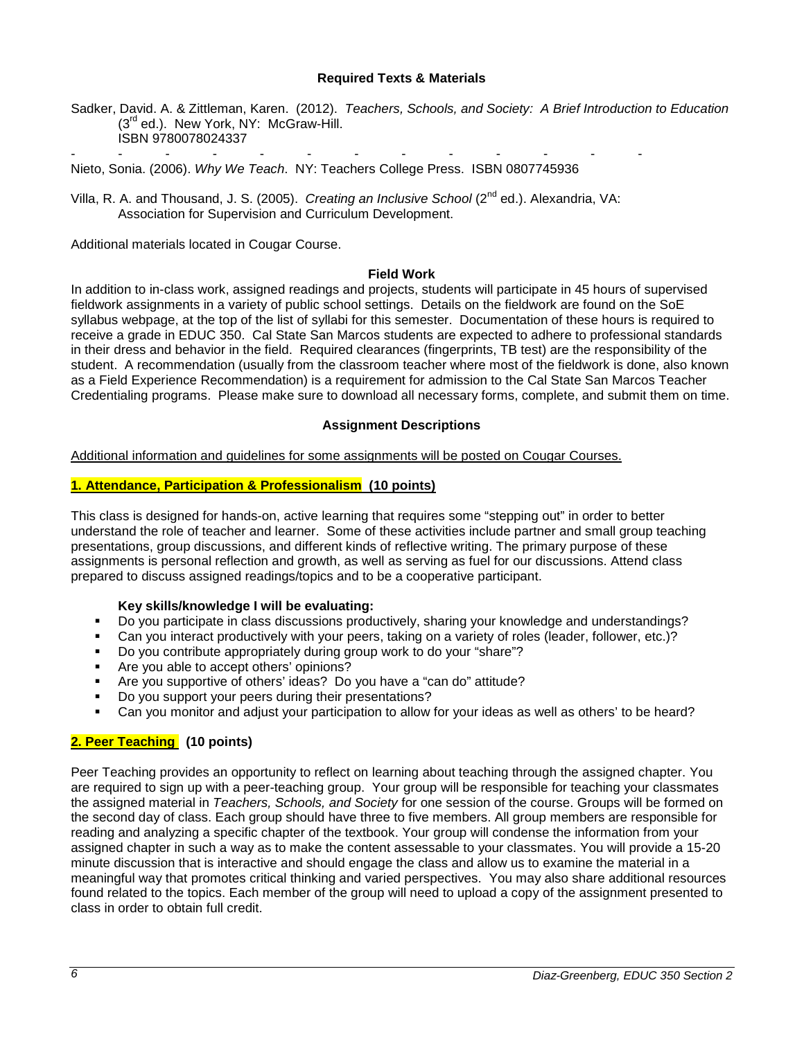### Required Texts & Materials

Sadker, David. A. & Zittleman, Karen. (2012). *Teachers, Schools, and Society: A Brief Introduction to Education* (3rd ed.). New York, NY: McGraw-Hill.
ISBN 9780078024337

- - - - - - - - - - - - -

Nieto, Sonia. (2006). *Why We Teach*. NY: Teachers College Press. ISBN 0807745936

Villa, R. A. and Thousand, J. S. (2005). *Creating an Inclusive School* (2nd ed.). Alexandria, VA: Association for Supervision and Curriculum Development.

Additional materials located in Cougar Course.

### Field Work

In addition to in-class work, assigned readings and projects, students will participate in 45 hours of supervised fieldwork assignments in a variety of public school settings. Details on the fieldwork are found on the SoE syllabus webpage, at the top of the list of syllabi for this semester. Documentation of these hours is required to receive a grade in EDUC 350. Cal State San Marcos students are expected to adhere to professional standards in their dress and behavior in the field. Required clearances (fingerprints, TB test) are the responsibility of the student. A recommendation (usually from the classroom teacher where most of the fieldwork is done, also known as a Field Experience Recommendation) is a requirement for admission to the Cal State San Marcos Teacher Credentialing programs. Please make sure to download all necessary forms, complete, and submit them on time.

### Assignment Descriptions

Additional information and guidelines for some assignments will be posted on Cougar Courses.

**1. Attendance, Participation & Professionalism (10 points)**

This class is designed for hands-on, active learning that requires some "stepping out" in order to better understand the role of teacher and learner. Some of these activities include partner and small group teaching presentations, group discussions, and different kinds of reflective writing. The primary purpose of these assignments is personal reflection and growth, as well as serving as fuel for our discussions. Attend class prepared to discuss assigned readings/topics and to be a cooperative participant.

**Key skills/knowledge I will be evaluating:**

- Do you participate in class discussions productively, sharing your knowledge and understandings?
- Can you interact productively with your peers, taking on a variety of roles (leader, follower, etc.)?
- Do you contribute appropriately during group work to do your "share"?
- Are you able to accept others' opinions?
- Are you supportive of others' ideas? Do you have a "can do" attitude?
- Do you support your peers during their presentations?
- Can you monitor and adjust your participation to allow for your ideas as well as others' to be heard?

**2. Peer Teaching (10 points)**

Peer Teaching provides an opportunity to reflect on learning about teaching through the assigned chapter. You are required to sign up with a peer-teaching group. Your group will be responsible for teaching your classmates the assigned material in *Teachers, Schools, and Society* for one session of the course. Groups will be formed on the second day of class. Each group should have three to five members. All group members are responsible for reading and analyzing a specific chapter of the textbook. Your group will condense the information from your assigned chapter in such a way as to make the content assessable to your classmates. You will provide a 15-20 minute discussion that is interactive and should engage the class and allow us to examine the material in a meaningful way that promotes critical thinking and varied perspectives. You may also share additional resources found related to the topics. Each member of the group will need to upload a copy of the assignment presented to class in order to obtain full credit.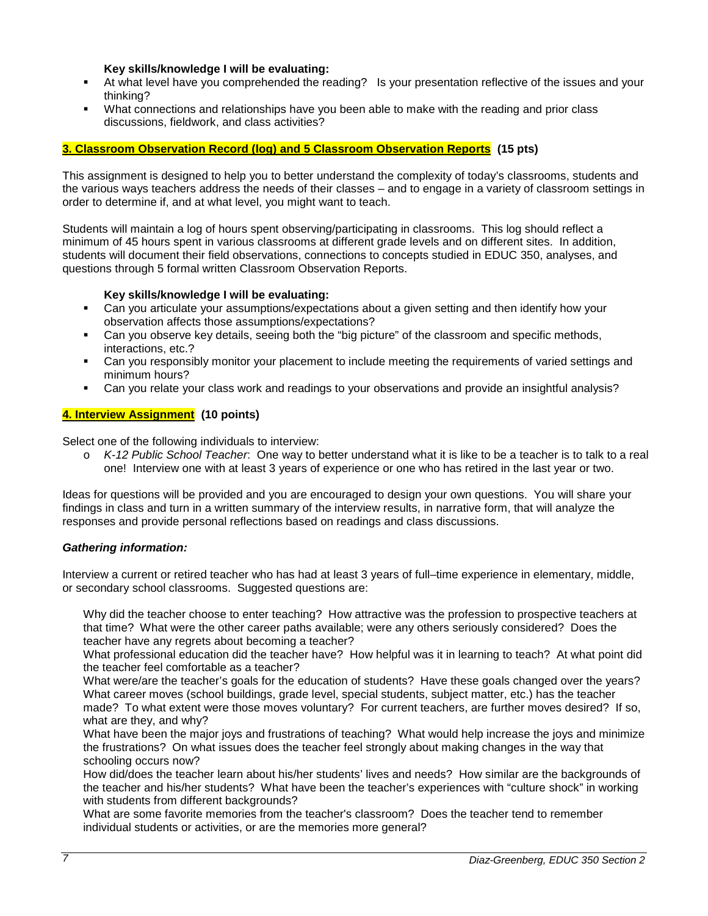**Key skills/knowledge I will be evaluating:**

- At what level have you comprehended the reading? Is your presentation reflective of the issues and your thinking?
- What connections and relationships have you been able to make with the reading and prior class discussions, fieldwork, and class activities?

### 3. Classroom Observation Record (log) and 5 Classroom Observation Reports (15 pts)

This assignment is designed to help you to better understand the complexity of today's classrooms, students and the various ways teachers address the needs of their classes – and to engage in a variety of classroom settings in order to determine if, and at what level, you might want to teach.

Students will maintain a log of hours spent observing/participating in classrooms. This log should reflect a minimum of 45 hours spent in various classrooms at different grade levels and on different sites. In addition, students will document their field observations, connections to concepts studied in EDUC 350, analyses, and questions through 5 formal written Classroom Observation Reports.

**Key skills/knowledge I will be evaluating:**

- Can you articulate your assumptions/expectations about a given setting and then identify how your observation affects those assumptions/expectations?
- Can you observe key details, seeing both the "big picture" of the classroom and specific methods, interactions, etc.?
- Can you responsibly monitor your placement to include meeting the requirements of varied settings and minimum hours?
- Can you relate your class work and readings to your observations and provide an insightful analysis?

### 4. Interview Assignment (10 points)

Select one of the following individuals to interview:

- *K-12 Public School Teacher*: One way to better understand what it is like to be a teacher is to talk to a real one! Interview one with at least 3 years of experience or one who has retired in the last year or two.

Ideas for questions will be provided and you are encouraged to design your own questions. You will share your findings in class and turn in a written summary of the interview results, in narrative form, that will analyze the responses and provide personal reflections based on readings and class discussions.

***Gathering information:***

Interview a current or retired teacher who has had at least 3 years of full–time experience in elementary, middle, or secondary school classrooms. Suggested questions are:

Why did the teacher choose to enter teaching? How attractive was the profession to prospective teachers at that time? What were the other career paths available; were any others seriously considered? Does the teacher have any regrets about becoming a teacher?

What professional education did the teacher have? How helpful was it in learning to teach? At what point did the teacher feel comfortable as a teacher?

What were/are the teacher's goals for the education of students? Have these goals changed over the years?

What career moves (school buildings, grade level, special students, subject matter, etc.) has the teacher made? To what extent were those moves voluntary? For current teachers, are further moves desired? If so, what are they, and why?

What have been the major joys and frustrations of teaching? What would help increase the joys and minimize the frustrations? On what issues does the teacher feel strongly about making changes in the way that schooling occurs now?

How did/does the teacher learn about his/her students' lives and needs? How similar are the backgrounds of the teacher and his/her students? What have been the teacher's experiences with "culture shock" in working with students from different backgrounds?

What are some favorite memories from the teacher's classroom? Does the teacher tend to remember individual students or activities, or are the memories more general?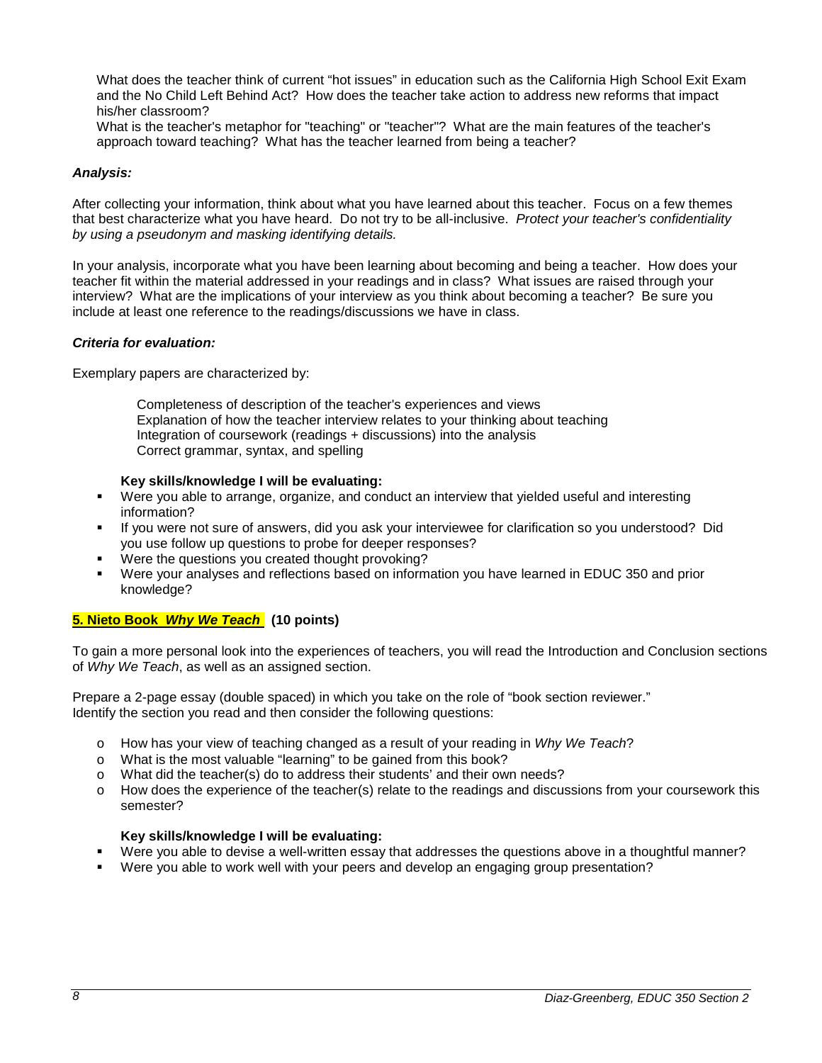What does the teacher think of current "hot issues" in education such as the California High School Exit Exam and the No Child Left Behind Act? How does the teacher take action to address new reforms that impact his/her classroom?

What is the teacher's metaphor for "teaching" or "teacher"? What are the main features of the teacher's approach toward teaching? What has the teacher learned from being a teacher?

***Analysis:***

After collecting your information, think about what you have learned about this teacher. Focus on a few themes that best characterize what you have heard. Do not try to be all-inclusive. *Protect your teacher's confidentiality by using a pseudonym and masking identifying details.*

In your analysis, incorporate what you have been learning about becoming and being a teacher. How does your teacher fit within the material addressed in your readings and in class? What issues are raised through your interview? What are the implications of your interview as you think about becoming a teacher? Be sure you include at least one reference to the readings/discussions we have in class.

***Criteria for evaluation:***

Exemplary papers are characterized by:

Completeness of description of the teacher's experiences and views
Explanation of how the teacher interview relates to your thinking about teaching
Integration of coursework (readings + discussions) into the analysis
Correct grammar, syntax, and spelling

**Key skills/knowledge I will be evaluating:**

- Were you able to arrange, organize, and conduct an interview that yielded useful and interesting information?
- If you were not sure of answers, did you ask your interviewee for clarification so you understood? Did you use follow up questions to probe for deeper responses?
- Were the questions you created thought provoking?
- Were your analyses and reflections based on information you have learned in EDUC 350 and prior knowledge?

**5. Nieto Book *Why We Teach* (10 points)**

To gain a more personal look into the experiences of teachers, you will read the Introduction and Conclusion sections of *Why We Teach*, as well as an assigned section.

Prepare a 2-page essay (double spaced) in which you take on the role of "book section reviewer." Identify the section you read and then consider the following questions:

- How has your view of teaching changed as a result of your reading in *Why We Teach*?
- What is the most valuable "learning" to be gained from this book?
- What did the teacher(s) do to address their students' and their own needs?
- How does the experience of the teacher(s) relate to the readings and discussions from your coursework this semester?

**Key skills/knowledge I will be evaluating:**

- Were you able to devise a well-written essay that addresses the questions above in a thoughtful manner?
- Were you able to work well with your peers and develop an engaging group presentation?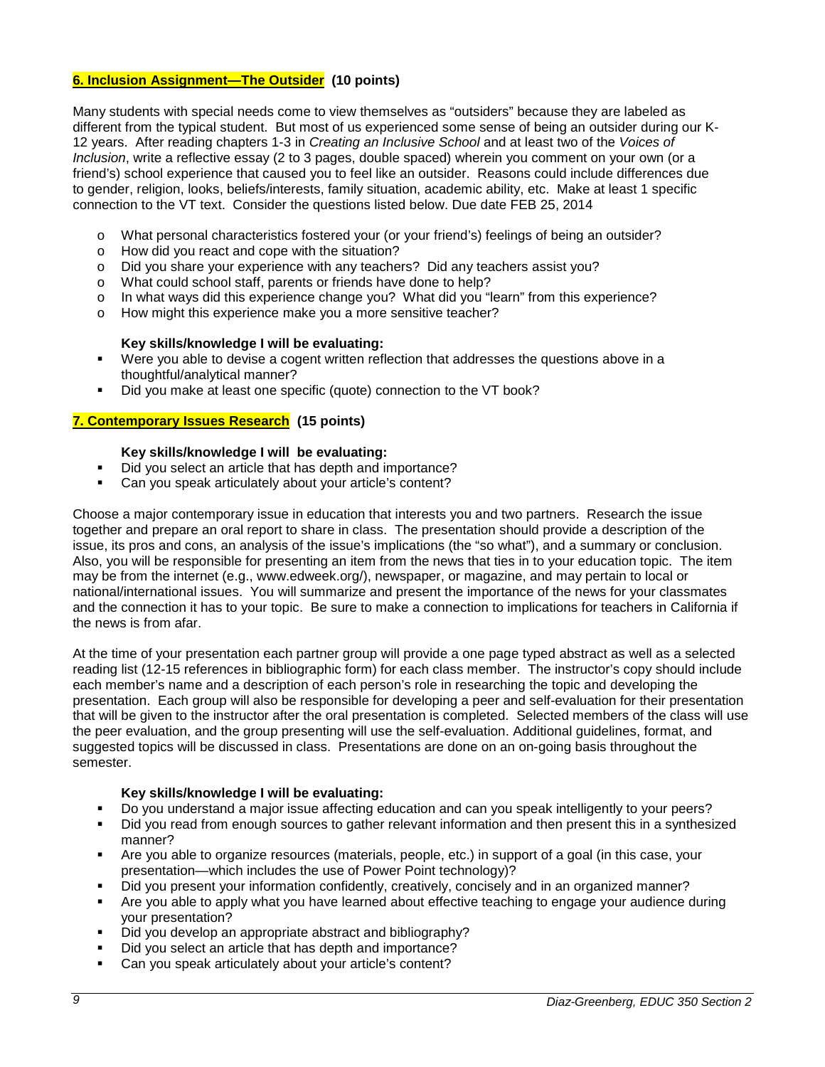**6. Inclusion Assignment—The Outsider (10 points)**

Many students with special needs come to view themselves as "outsiders" because they are labeled as different from the typical student. But most of us experienced some sense of being an outsider during our K-12 years. After reading chapters 1-3 in *Creating an Inclusive School* and at least two of the *Voices of Inclusion*, write a reflective essay (2 to 3 pages, double spaced) wherein you comment on your own (or a friend's) school experience that caused you to feel like an outsider. Reasons could include differences due to gender, religion, looks, beliefs/interests, family situation, academic ability, etc. Make at least 1 specific connection to the VT text. Consider the questions listed below. Due date FEB 25, 2014

- What personal characteristics fostered your (or your friend's) feelings of being an outsider?
- How did you react and cope with the situation?
- Did you share your experience with any teachers? Did any teachers assist you?
- What could school staff, parents or friends have done to help?
- In what ways did this experience change you? What did you "learn" from this experience?
- How might this experience make you a more sensitive teacher?

**Key skills/knowledge I will be evaluating:**

- Were you able to devise a cogent written reflection that addresses the questions above in a thoughtful/analytical manner?
- Did you make at least one specific (quote) connection to the VT book?

**7. Contemporary Issues Research (15 points)**

**Key skills/knowledge I will be evaluating:**

- Did you select an article that has depth and importance?
- Can you speak articulately about your article's content?

Choose a major contemporary issue in education that interests you and two partners. Research the issue together and prepare an oral report to share in class. The presentation should provide a description of the issue, its pros and cons, an analysis of the issue's implications (the "so what"), and a summary or conclusion. Also, you will be responsible for presenting an item from the news that ties in to your education topic. The item may be from the internet (e.g., www.edweek.org/), newspaper, or magazine, and may pertain to local or national/international issues. You will summarize and present the importance of the news for your classmates and the connection it has to your topic. Be sure to make a connection to implications for teachers in California if the news is from afar.

At the time of your presentation each partner group will provide a one page typed abstract as well as a selected reading list (12-15 references in bibliographic form) for each class member. The instructor's copy should include each member's name and a description of each person's role in researching the topic and developing the presentation. Each group will also be responsible for developing a peer and self-evaluation for their presentation that will be given to the instructor after the oral presentation is completed. Selected members of the class will use the peer evaluation, and the group presenting will use the self-evaluation. Additional guidelines, format, and suggested topics will be discussed in class. Presentations are done on an on-going basis throughout the semester.

**Key skills/knowledge I will be evaluating:**

- Do you understand a major issue affecting education and can you speak intelligently to your peers?
- Did you read from enough sources to gather relevant information and then present this in a synthesized manner?
- Are you able to organize resources (materials, people, etc.) in support of a goal (in this case, your presentation—which includes the use of Power Point technology)?
- Did you present your information confidently, creatively, concisely and in an organized manner?
- Are you able to apply what you have learned about effective teaching to engage your audience during your presentation?
- Did you develop an appropriate abstract and bibliography?
- Did you select an article that has depth and importance?
- Can you speak articulately about your article's content?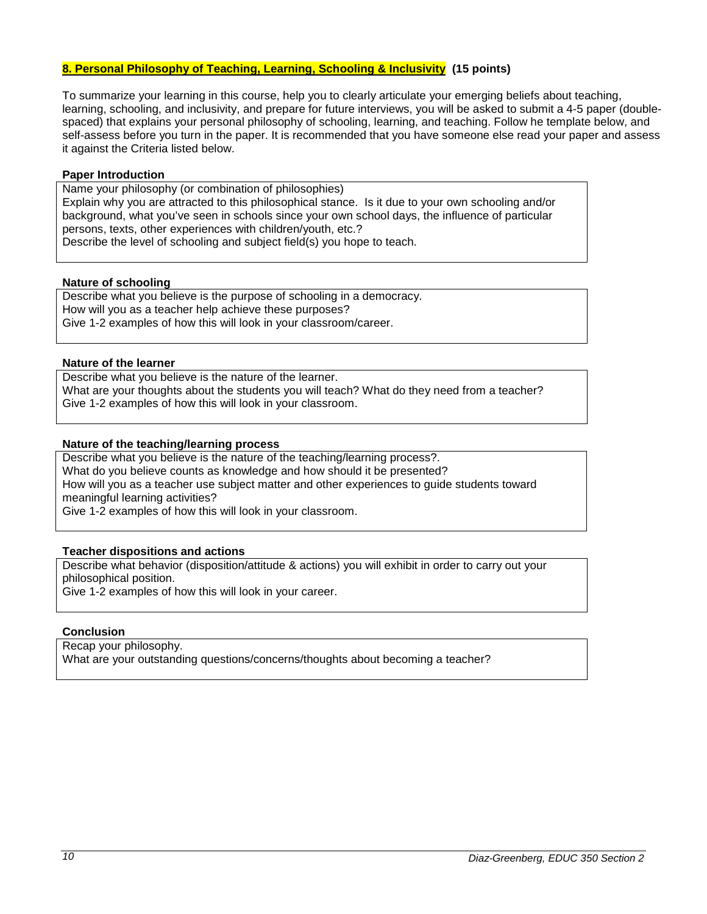### 8. Personal Philosophy of Teaching, Learning, Schooling & Inclusivity (15 points)

To summarize your learning in this course, help you to clearly articulate your emerging beliefs about teaching, learning, schooling, and inclusivity, and prepare for future interviews, you will be asked to submit a 4-5 paper (double-spaced) that explains your personal philosophy of schooling, learning, and teaching. Follow he template below, and self-assess before you turn in the paper. It is recommended that you have someone else read your paper and assess it against the Criteria listed below.

**Paper Introduction**

| Name your philosophy (or combination of philosophies)<br>Explain why you are attracted to this philosophical stance. Is it due to your own schooling and/or background, what you've seen in schools since your own school days, the influence of particular persons, texts, other experiences with children/youth, etc.?<br>Describe the level of schooling and subject field(s) you hope to teach. |
|---|

**Nature of schooling**

| Describe what you believe is the purpose of schooling in a democracy.<br>How will you as a teacher help achieve these purposes?<br>Give 1-2 examples of how this will look in your classroom/career. |
|---|

**Nature of the learner**

| Describe what you believe is the nature of the learner.<br>What are your thoughts about the students you will teach? What do they need from a teacher?<br>Give 1-2 examples of how this will look in your classroom. |
|---|

**Nature of the teaching/learning process**

| Describe what you believe is the nature of the teaching/learning process?.<br>What do you believe counts as knowledge and how should it be presented?<br>How will you as a teacher use subject matter and other experiences to guide students toward meaningful learning activities?<br>Give 1-2 examples of how this will look in your classroom. |
|---|

**Teacher dispositions and actions**

| Describe what behavior (disposition/attitude & actions) you will exhibit in order to carry out your philosophical position.<br>Give 1-2 examples of how this will look in your career. |
|---|

**Conclusion**

| Recap your philosophy.<br>What are your outstanding questions/concerns/thoughts about becoming a teacher? |
|---|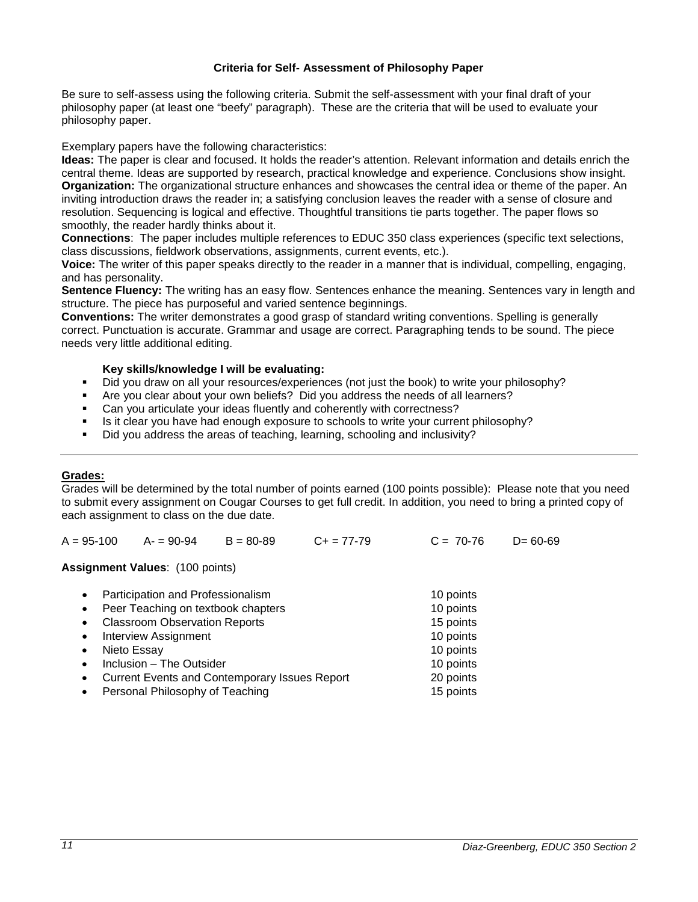**Criteria for Self- Assessment of Philosophy Paper**

Be sure to self-assess using the following criteria. Submit the self-assessment with your final draft of your philosophy paper (at least one "beefy" paragraph). These are the criteria that will be used to evaluate your philosophy paper.

Exemplary papers have the following characteristics:

**Ideas:** The paper is clear and focused. It holds the reader's attention. Relevant information and details enrich the central theme. Ideas are supported by research, practical knowledge and experience. Conclusions show insight.

**Organization:** The organizational structure enhances and showcases the central idea or theme of the paper. An inviting introduction draws the reader in; a satisfying conclusion leaves the reader with a sense of closure and resolution. Sequencing is logical and effective. Thoughtful transitions tie parts together. The paper flows so smoothly, the reader hardly thinks about it.

**Connections**: The paper includes multiple references to EDUC 350 class experiences (specific text selections, class discussions, fieldwork observations, assignments, current events, etc.).

**Voice:** The writer of this paper speaks directly to the reader in a manner that is individual, compelling, engaging, and has personality.

**Sentence Fluency:** The writing has an easy flow. Sentences enhance the meaning. Sentences vary in length and structure. The piece has purposeful and varied sentence beginnings.

**Conventions:** The writer demonstrates a good grasp of standard writing conventions. Spelling is generally correct. Punctuation is accurate. Grammar and usage are correct. Paragraphing tends to be sound. The piece needs very little additional editing.

**Key skills/knowledge I will be evaluating:**

- Did you draw on all your resources/experiences (not just the book) to write your philosophy?
- Are you clear about your own beliefs? Did you address the needs of all learners?
- Can you articulate your ideas fluently and coherently with correctness?
- Is it clear you have had enough exposure to schools to write your current philosophy?
- Did you address the areas of teaching, learning, schooling and inclusivity?

---

**Grades:**

Grades will be determined by the total number of points earned (100 points possible): Please note that you need to submit every assignment on Cougar Courses to get full credit. In addition, you need to bring a printed copy of each assignment to class on the due date.

A = 95-100 A- = 90-94 B = 80-89 C+ = 77-79 C = 70-76 D= 60-69

**Assignment Values**: (100 points)

| Assignment | Points |
|---|---|
| Participation and Professionalism | 10 points |
| Peer Teaching on textbook chapters | 10 points |
| Classroom Observation Reports | 15 points |
| Interview Assignment | 10 points |
| Nieto Essay | 10 points |
| Inclusion – The Outsider | 10 points |
| Current Events and Contemporary Issues Report | 20 points |
| Personal Philosophy of Teaching | 15 points |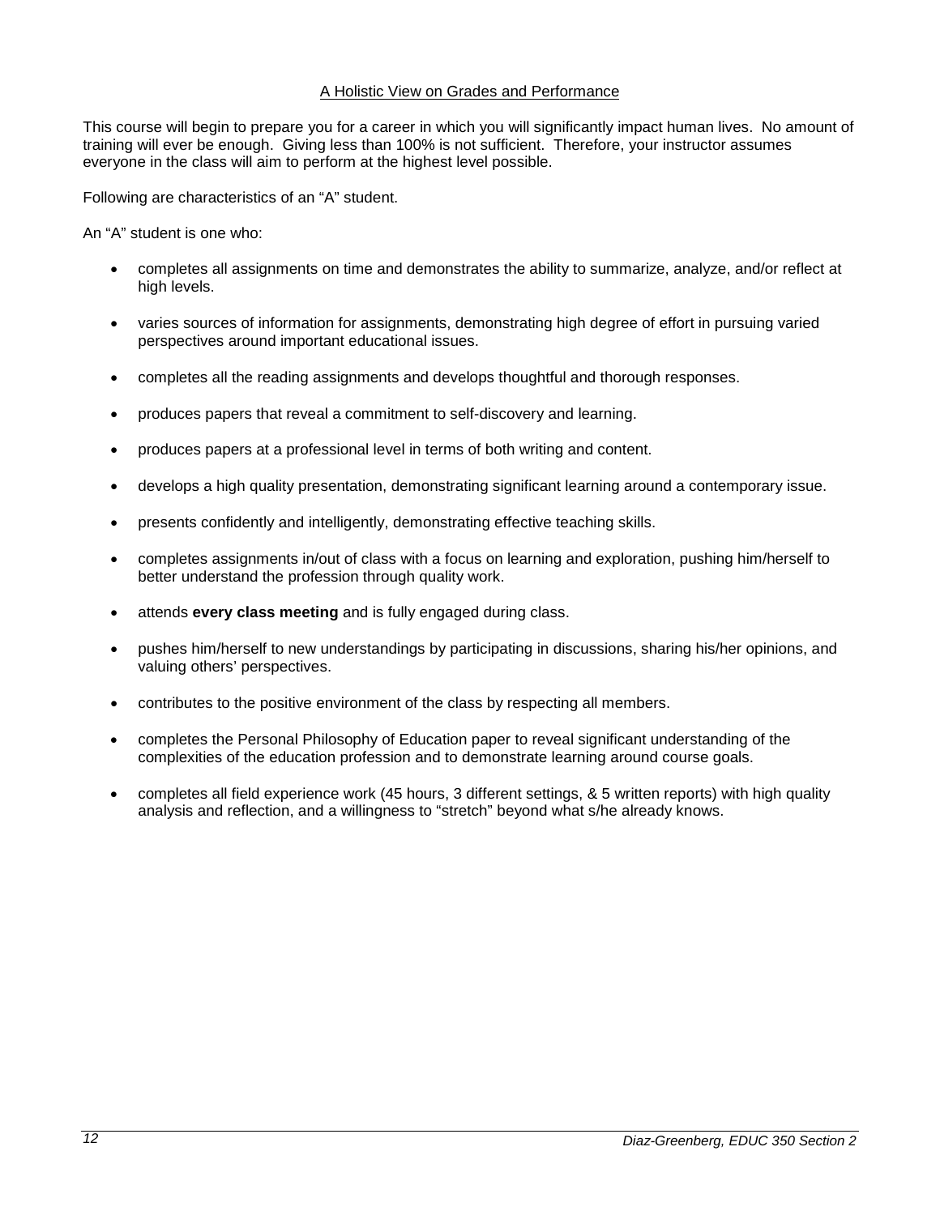## A Holistic View on Grades and Performance

This course will begin to prepare you for a career in which you will significantly impact human lives. No amount of training will ever be enough. Giving less than 100% is not sufficient. Therefore, your instructor assumes everyone in the class will aim to perform at the highest level possible.

Following are characteristics of an "A" student.

An "A" student is one who:

- completes all assignments on time and demonstrates the ability to summarize, analyze, and/or reflect at high levels.
- varies sources of information for assignments, demonstrating high degree of effort in pursuing varied perspectives around important educational issues.
- completes all the reading assignments and develops thoughtful and thorough responses.
- produces papers that reveal a commitment to self-discovery and learning.
- produces papers at a professional level in terms of both writing and content.
- develops a high quality presentation, demonstrating significant learning around a contemporary issue.
- presents confidently and intelligently, demonstrating effective teaching skills.
- completes assignments in/out of class with a focus on learning and exploration, pushing him/herself to better understand the profession through quality work.
- attends **every class meeting** and is fully engaged during class.
- pushes him/herself to new understandings by participating in discussions, sharing his/her opinions, and valuing others' perspectives.
- contributes to the positive environment of the class by respecting all members.
- completes the Personal Philosophy of Education paper to reveal significant understanding of the complexities of the education profession and to demonstrate learning around course goals.
- completes all field experience work (45 hours, 3 different settings, & 5 written reports) with high quality analysis and reflection, and a willingness to "stretch" beyond what s/he already knows.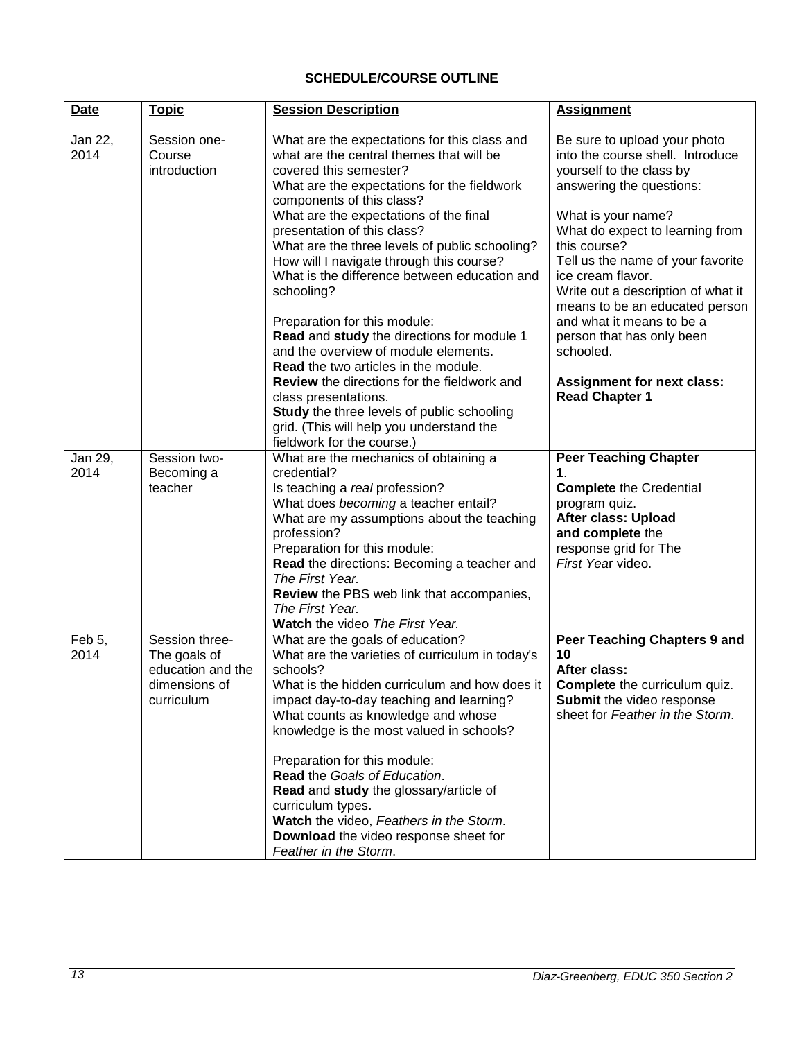## SCHEDULE/COURSE OUTLINE

| Date | Topic | Session Description | Assignment |
|---|---|---|---|
| Jan 22, 2014 | Session one- Course introduction | What are the expectations for this class and what are the central themes that will be covered this semester?<br>What are the expectations for the fieldwork components of this class?<br>What are the expectations of the final presentation of this class?<br>What are the three levels of public schooling?<br>How will I navigate through this course?<br>What is the difference between education and schooling?<br><br>Preparation for this module:<br>**Read** and **study** the directions for module 1 and the overview of module elements.<br>**Read** the two articles in the module.<br>**Review** the directions for the fieldwork and class presentations.<br>**Study** the three levels of public schooling grid. (This will help you understand the fieldwork for the course.) | Be sure to upload your photo into the course shell. Introduce yourself to the class by answering the questions:<br><br>What is your name?<br>What do expect to learning from this course?<br>Tell us the name of your favorite ice cream flavor.<br>Write out a description of what it means to be an educated person and what it means to be a person that has only been schooled.<br><br>**Assignment for next class: Read Chapter 1** |
| Jan 29, 2014 | Session two- Becoming a teacher | What are the mechanics of obtaining a credential?<br>Is teaching a *real* profession?<br>What does *becoming* a teacher entail?<br>What are my assumptions about the teaching profession?<br>Preparation for this module:<br>**Read** the directions: Becoming a teacher and *The First Year.*<br>**Review** the PBS web link that accompanies, *The First Year.*<br>**Watch** the video *The First Year.* | **Peer Teaching Chapter 1**.<br>**Complete** the Credential program quiz.<br>**After class: Upload and complete** the response grid for The *First Year* video. |
| Feb 5, 2014 | Session three- The goals of education and the dimensions of curriculum | What are the goals of education?<br>What are the varieties of curriculum in today's schools?<br>What is the hidden curriculum and how does it impact day-to-day teaching and learning?<br>What counts as knowledge and whose knowledge is the most valued in schools?<br><br>Preparation for this module:<br>**Read** the *Goals of Education*.<br>**Read** and **study** the glossary/article of curriculum types.<br>**Watch** the video, *Feathers in the Storm*.<br>**Download** the video response sheet for *Feather in the Storm*. | **Peer Teaching Chapters 9 and 10**<br>**After class:**<br>**Complete** the curriculum quiz.<br>**Submit** the video response sheet for *Feather in the Storm*. |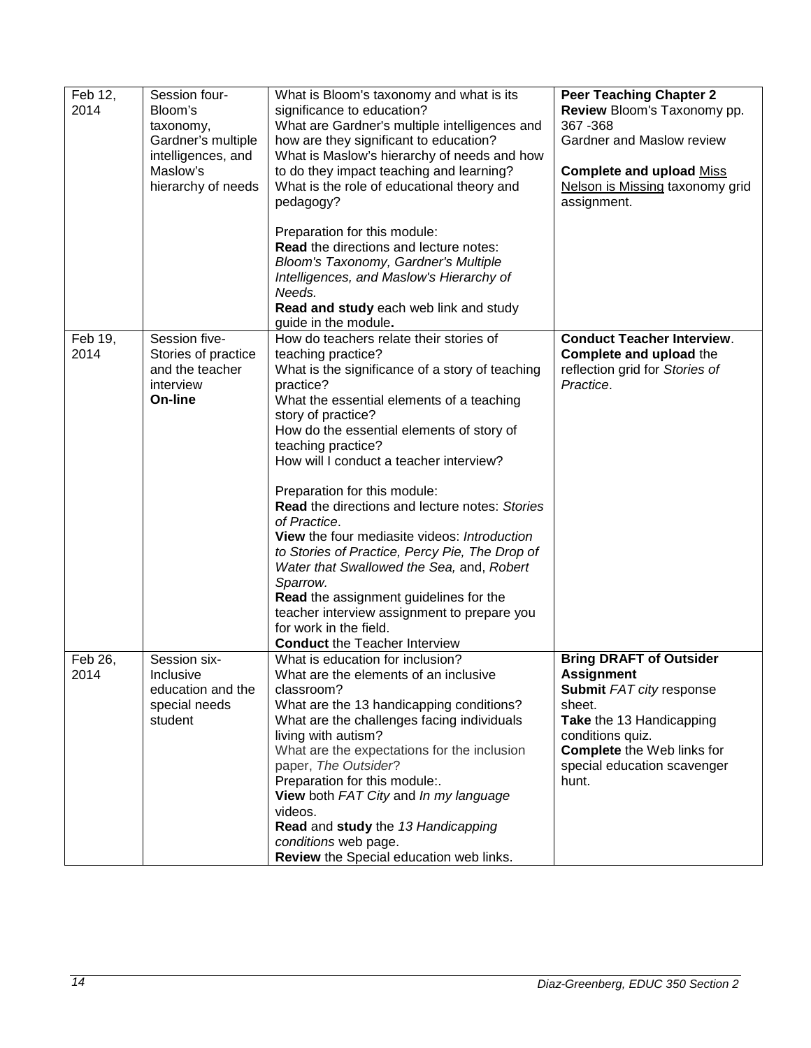| | | | |
|---|---|---|---|
| Feb 12, 2014 | Session four- Bloom's taxonomy, Gardner's multiple intelligences, and Maslow's hierarchy of needs | What is Bloom's taxonomy and what is its significance to education?<br>What are Gardner's multiple intelligences and how are they significant to education?<br>What is Maslow's hierarchy of needs and how to do they impact teaching and learning?<br>What is the role of educational theory and pedagogy?<br><br>Preparation for this module:<br>**Read** the directions and lecture notes: *Bloom's Taxonomy, Gardner's Multiple Intelligences, and Maslow's Hierarchy of Needs.*<br>**Read and study** each web link and study guide in the module**.** | **Peer Teaching Chapter 2**<br>**Review** Bloom's Taxonomy pp. 367 -368<br>Gardner and Maslow review<br><br>**Complete and upload** Miss Nelson is Missing taxonomy grid assignment. |
| Feb 19, 2014 | Session five- Stories of practice and the teacher interview<br>**On-line** | How do teachers relate their stories of teaching practice?<br>What is the significance of a story of teaching practice?<br>What the essential elements of a teaching story of practice?<br>How do the essential elements of story of teaching practice?<br>How will I conduct a teacher interview?<br><br>Preparation for this module:<br>**Read** the directions and lecture notes: *Stories of Practice*.<br>**View** the four mediasite videos: *Introduction to Stories of Practice, Percy Pie, The Drop of Water that Swallowed the Sea,* and, *Robert Sparrow.*<br>**Read** the assignment guidelines for the teacher interview assignment to prepare you for work in the field.<br>**Conduct** the Teacher Interview | **Conduct Teacher Interview**.<br>**Complete and upload** the reflection grid for *Stories of Practice*. |
| Feb 26, 2014 | Session six- Inclusive education and the special needs student | What is education for inclusion?<br>What are the elements of an inclusive classroom?<br>What are the 13 handicapping conditions?<br>What are the challenges facing individuals living with autism?<br>What are the expectations for the inclusion paper, *The Outsider*?<br>Preparation for this module:.<br>**View** both *FAT City* and *In my language* videos.<br>**Read** and **study** the *13 Handicapping conditions* web page.<br>**Review** the Special education web links. | **Bring DRAFT of Outsider Assignment**<br>**Submit** *FAT city* response sheet.<br>**Take** the 13 Handicapping conditions quiz.<br>**Complete** the Web links for special education scavenger hunt. |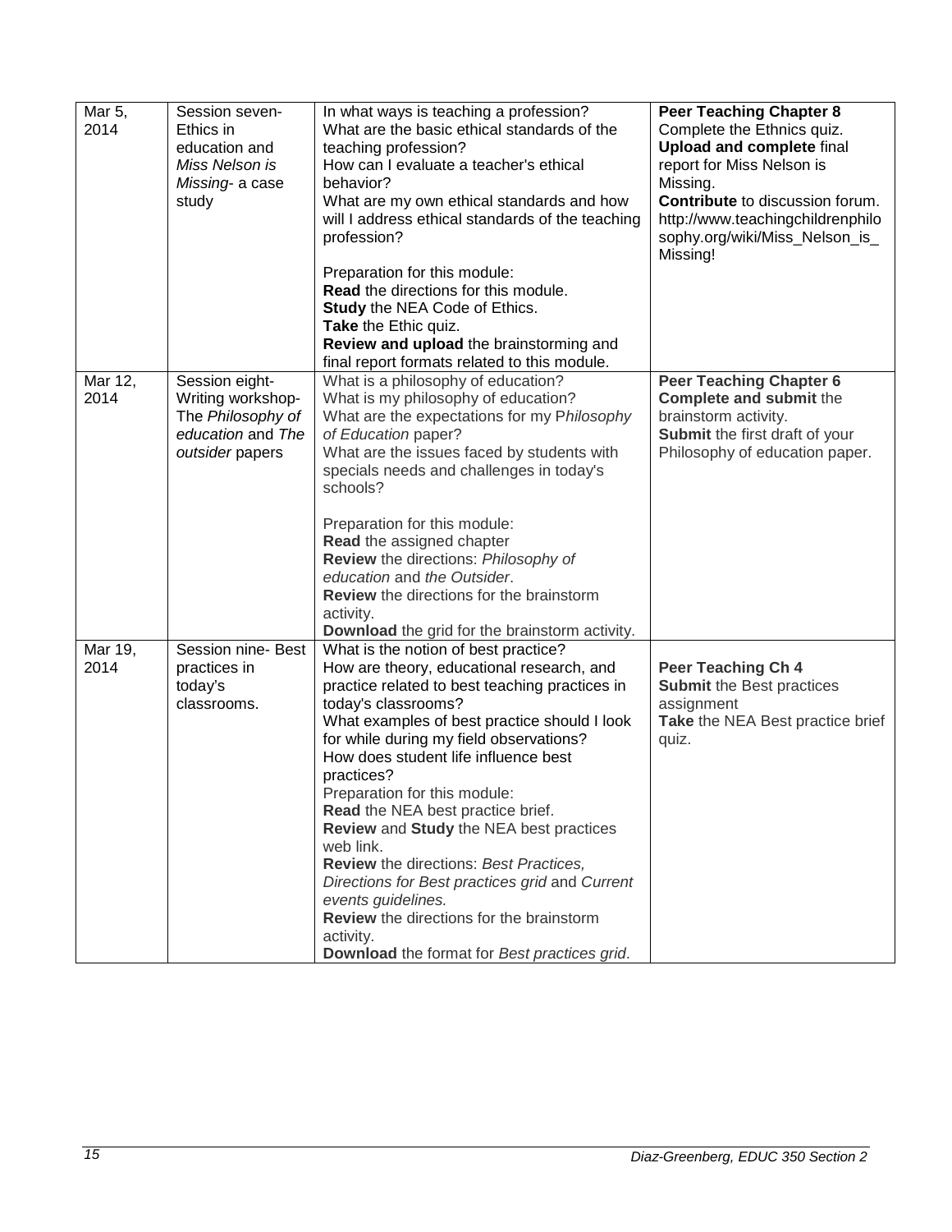| Mar 5, 2014 | Session seven- Ethics in education and *Miss Nelson is Missing*- a case study | In what ways is teaching a profession?<br>What are the basic ethical standards of the teaching profession?<br>How can I evaluate a teacher's ethical behavior?<br>What are my own ethical standards and how will I address ethical standards of the teaching profession?<br><br>Preparation for this module:<br>**Read** the directions for this module.<br>**Study** the NEA Code of Ethics.<br>**Take** the Ethic quiz.<br>**Review and upload** the brainstorming and final report formats related to this module. | **Peer Teaching Chapter 8**<br>Complete the Ethnics quiz.<br>**Upload and complete** final report for Miss Nelson is Missing.<br>**Contribute** to discussion forum.<br>http://www.teachingchildrenphilosophy.org/wiki/Miss_Nelson_is_Missing! |
|---|---|---|---|
| Mar 12, 2014 | Session eight- Writing workshop- The *Philosophy of education* and *The outsider* papers | What is a philosophy of education?<br>What is my philosophy of education?<br>What are the expectations for my P*hilosophy of Education* paper?<br>What are the issues faced by students with specials needs and challenges in today's schools?<br><br>Preparation for this module:<br>**Read** the assigned chapter<br>**Review** the directions: *Philosophy of education* and *the Outsider*.<br>**Review** the directions for the brainstorm activity.<br>**Download** the grid for the brainstorm activity. | **Peer Teaching Chapter 6**<br>**Complete and submit** the brainstorm activity.<br>**Submit** the first draft of your Philosophy of education paper. |
| Mar 19, 2014 | Session nine- Best practices in today's classrooms. | What is the notion of best practice?<br>How are theory, educational research, and practice related to best teaching practices in today's classrooms?<br>What examples of best practice should I look for while during my field observations?<br>How does student life influence best practices?<br>Preparation for this module:<br>**Read** the NEA best practice brief.<br>**Review** and **Study** the NEA best practices web link.<br>**Review** the directions: *Best Practices, Directions for Best practices grid* and *Current events guidelines.*<br>**Review** the directions for the brainstorm activity.<br>**Download** the format for *Best practices grid*. | **Peer Teaching Ch 4**<br>**Submit** the Best practices assignment<br>**Take** the NEA Best practice brief quiz. |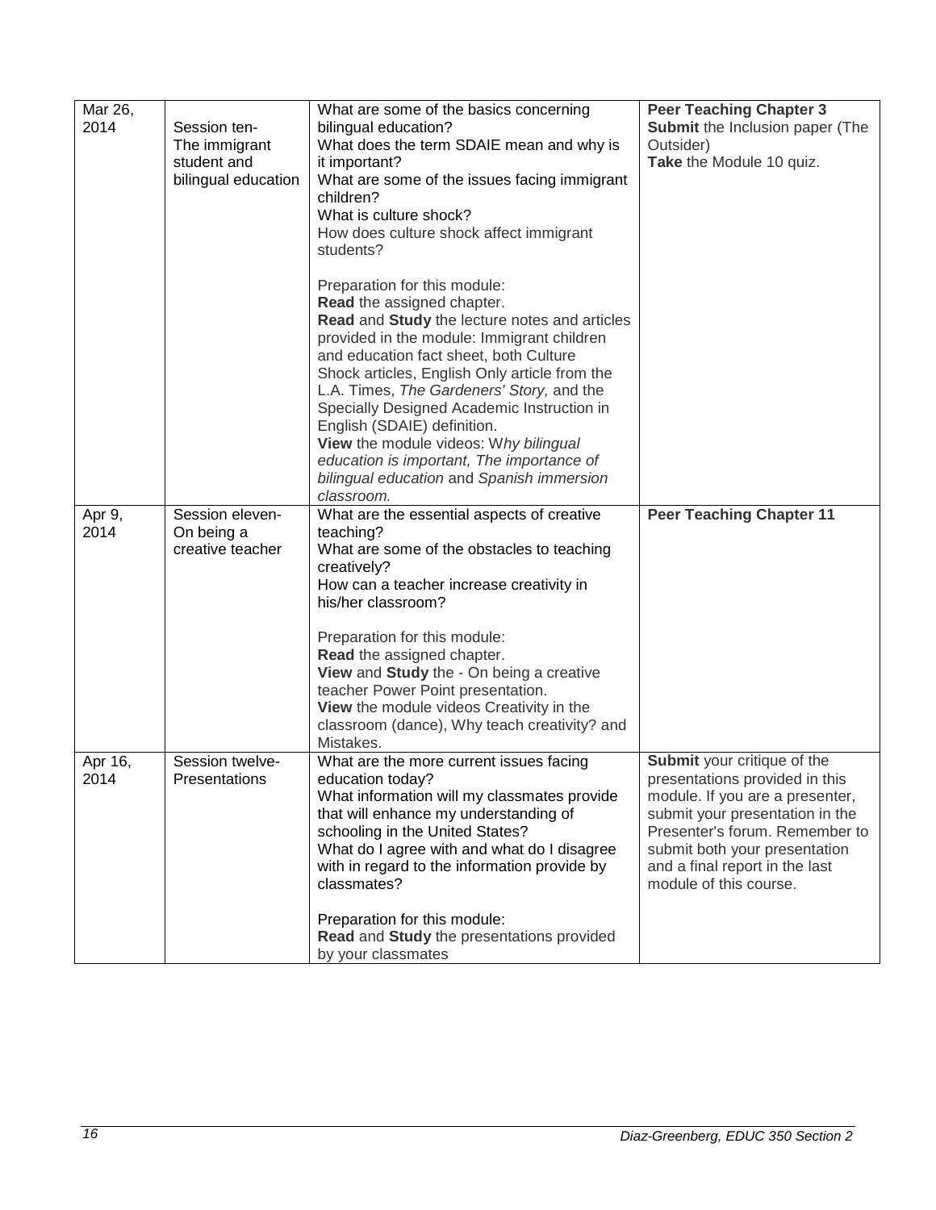| | | | |
|---|---|---|---|
| Mar 26, 2014 | Session ten- The immigrant student and bilingual education | What are some of the basics concerning bilingual education?<br>What does the term SDAIE mean and why is it important?<br>What are some of the issues facing immigrant children?<br>What is culture shock?<br>How does culture shock affect immigrant students?<br><br>Preparation for this module:<br>**Read** the assigned chapter.<br>**Read** and **Study** the lecture notes and articles provided in the module: Immigrant children and education fact sheet, both Culture Shock articles, English Only article from the L.A. Times, *The Gardeners' Story,* and the Specially Designed Academic Instruction in English (SDAIE) definition.<br>**View** the module videos: W*hy bilingual education is important, The importance of bilingual education* and *Spanish immersion classroom.* | **Peer Teaching Chapter 3**<br>**Submit** the Inclusion paper (The Outsider)<br>**Take** the Module 10 quiz. |
| Apr 9, 2014 | Session eleven- On being a creative teacher | What are the essential aspects of creative teaching?<br>What are some of the obstacles to teaching creatively?<br>How can a teacher increase creativity in his/her classroom?<br><br>Preparation for this module:<br>**Read** the assigned chapter.<br>**View** and **Study** the - On being a creative teacher Power Point presentation.<br>**View** the module videos Creativity in the classroom (dance), Why teach creativity? and Mistakes. | **Peer Teaching Chapter 11** |
| Apr 16, 2014 | Session twelve- Presentations | What are the more current issues facing education today?<br>What information will my classmates provide that will enhance my understanding of schooling in the United States?<br>What do I agree with and what do I disagree with in regard to the information provide by classmates?<br><br>Preparation for this module:<br>**Read** and **Study** the presentations provided by your classmates | **Submit** your critique of the presentations provided in this module. If you are a presenter, submit your presentation in the Presenter's forum. Remember to submit both your presentation and a final report in the last module of this course. |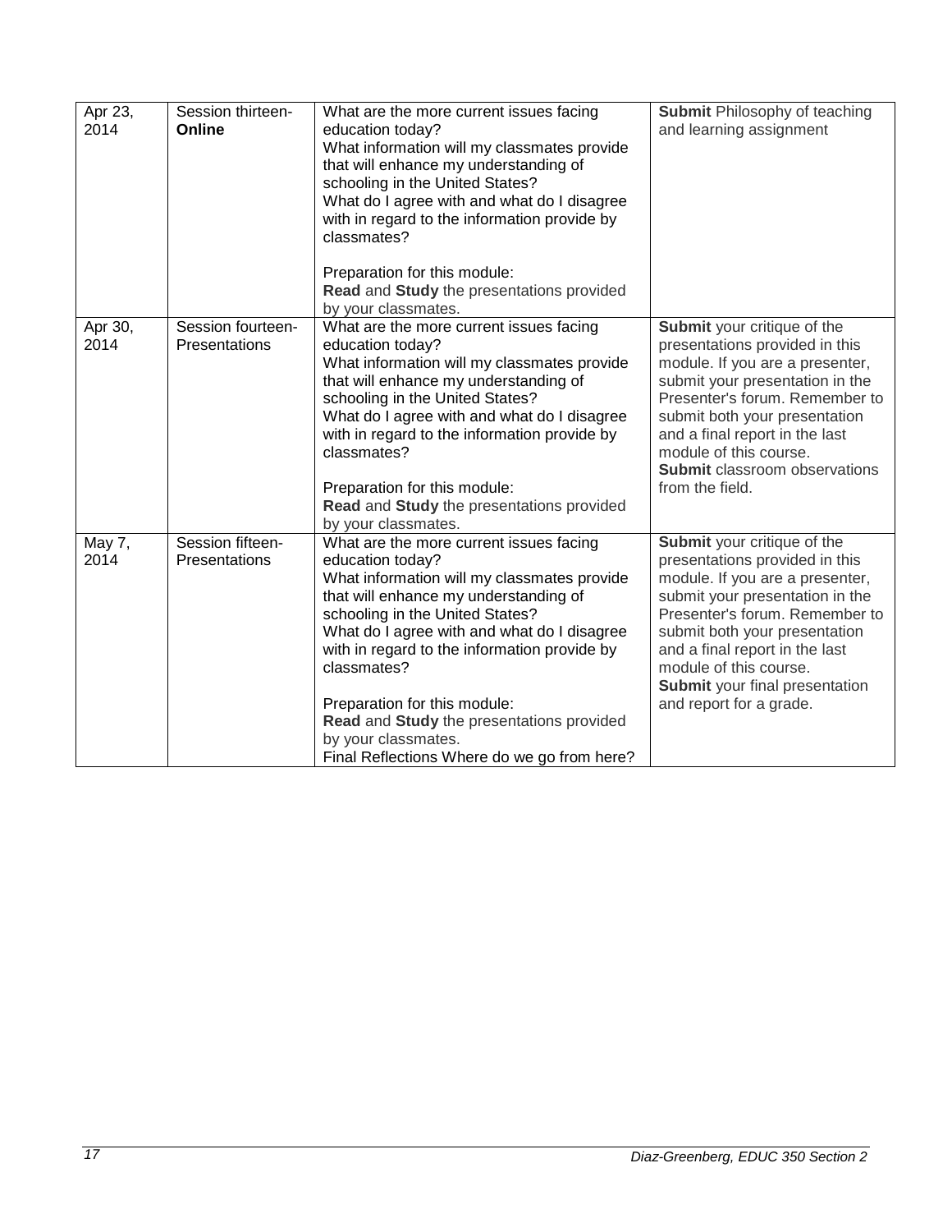| | | | |
|---|---|---|---|
| Apr 23, 2014 | Session thirteen- **Online** | What are the more current issues facing education today?<br>What information will my classmates provide that will enhance my understanding of schooling in the United States?<br>What do I agree with and what do I disagree with in regard to the information provide by classmates?<br><br>Preparation for this module:<br>**Read** and **Study** the presentations provided by your classmates. | **Submit** Philosophy of teaching and learning assignment |
| Apr 30, 2014 | Session fourteen- Presentations | What are the more current issues facing education today?<br>What information will my classmates provide that will enhance my understanding of schooling in the United States?<br>What do I agree with and what do I disagree with in regard to the information provide by classmates?<br><br>Preparation for this module:<br>**Read** and **Study** the presentations provided by your classmates. | **Submit** your critique of the presentations provided in this module. If you are a presenter, submit your presentation in the Presenter's forum. Remember to submit both your presentation and a final report in the last module of this course.<br>**Submit** classroom observations from the field. |
| May 7, 2014 | Session fifteen- Presentations | What are the more current issues facing education today?<br>What information will my classmates provide that will enhance my understanding of schooling in the United States?<br>What do I agree with and what do I disagree with in regard to the information provide by classmates?<br><br>Preparation for this module:<br>**Read** and **Study** the presentations provided by your classmates.<br>Final Reflections Where do we go from here? | **Submit** your critique of the presentations provided in this module. If you are a presenter, submit your presentation in the Presenter's forum. Remember to submit both your presentation and a final report in the last module of this course.<br>**Submit** your final presentation and report for a grade. |